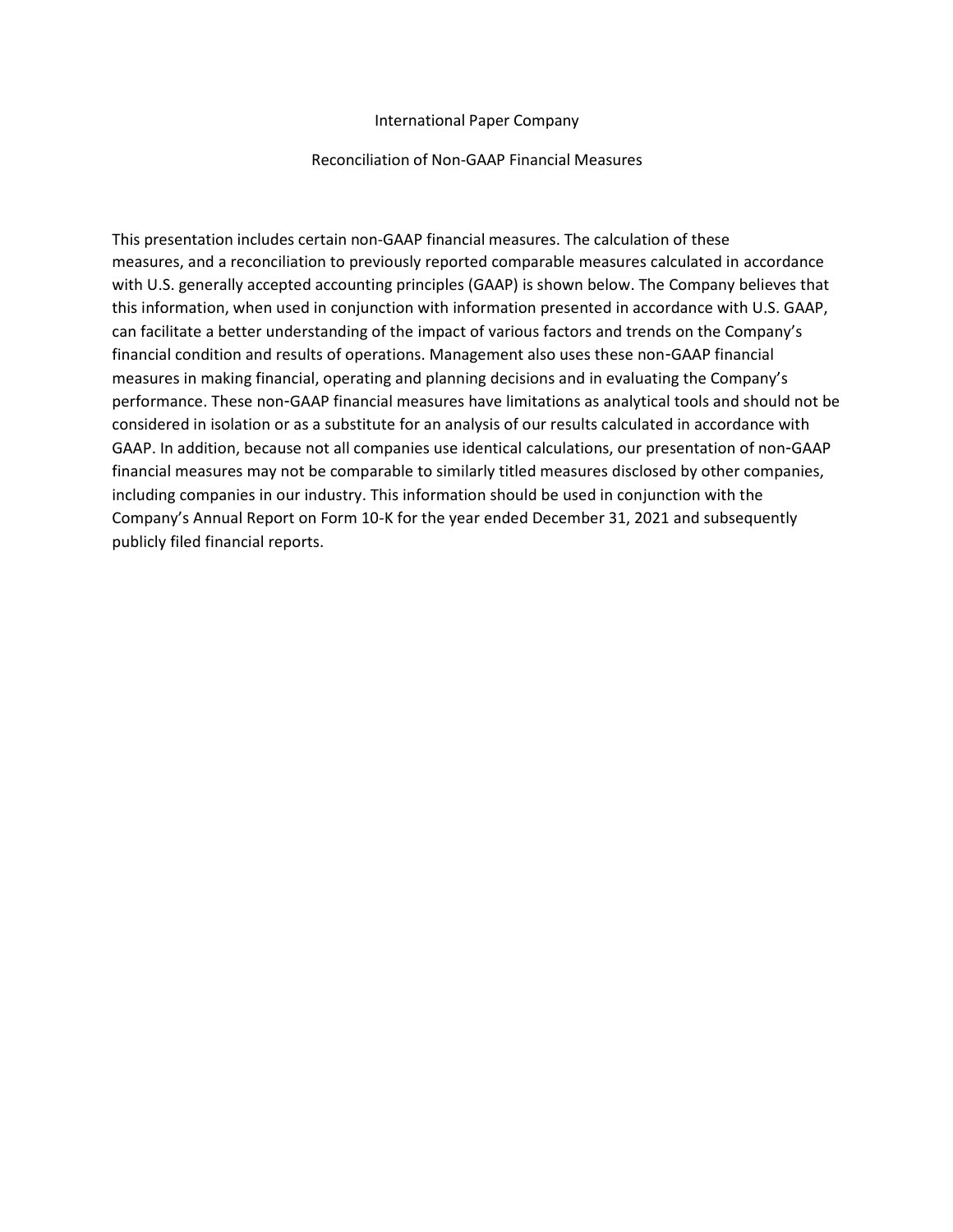# International Paper Company

## Reconciliation of Non-GAAP Financial Measures

This presentation includes certain non-GAAP financial measures. The calculation of these measures, and a reconciliation to previously reported comparable measures calculated in accordance with U.S. generally accepted accounting principles (GAAP) is shown below. The Company believes that this information, when used in conjunction with information presented in accordance with U.S. GAAP, can facilitate a better understanding of the impact of various factors and trends on the Company's financial condition and results of operations. Management also uses these non-GAAP financial measures in making financial, operating and planning decisions and in evaluating the Company's performance. These non-GAAP financial measures have limitations as analytical tools and should not be considered in isolation or as a substitute for an analysis of our results calculated in accordance with GAAP. In addition, because not all companies use identical calculations, our presentation of non-GAAP financial measures may not be comparable to similarly titled measures disclosed by other companies, including companies in our industry. This information should be used in conjunction with the Company's Annual Report on Form 10-K for the year ended December 31, 2021 and subsequently publicly filed financial reports.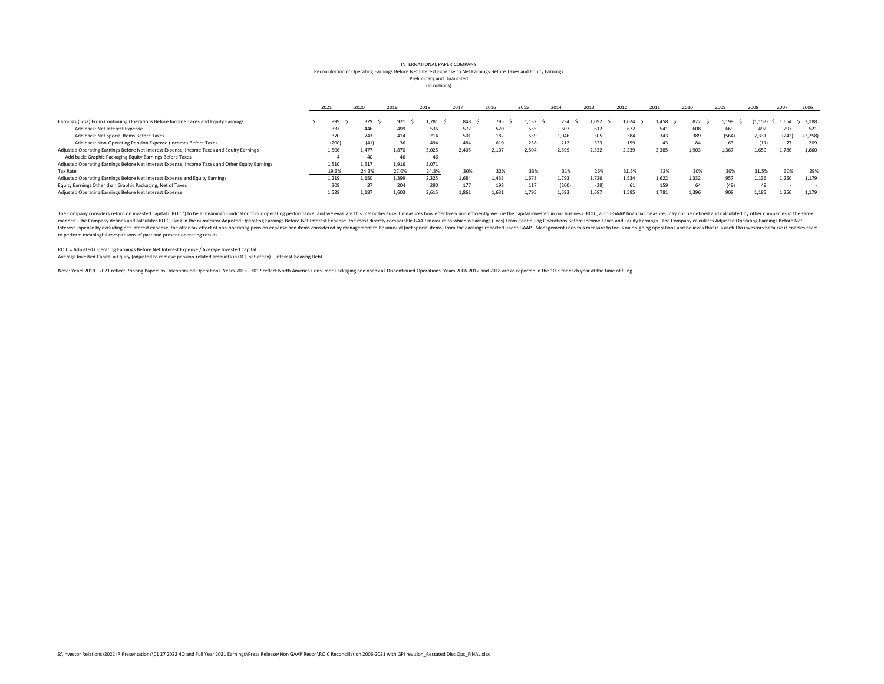INTERNATIONAL PAPER COMPANY
Reconciliation of Operating Earnings Before Net Interest Expense to Net Earnings Before Taxes and Equity Earnings
Preliminary and Unaudited
(In millions)

| | 2021 | 2020 | 2019 | 2018 | 2017 | 2016 | 2015 | 2014 | 2013 | 2012 | 2011 | 2010 | 2009 | 2008 | 2007 | 2006 |
|---|---|---|---|---|---|---|---|---|---|---|---|---|---|---|---|---|
| Earnings (Loss) From Continuing Operations Before Income Taxes and Equity Earnings | $ 999 | $ 329 | $ 921 | $ 1,781 | $ 848 | $ 795 | $ 1,132 | $ 734 | $ 1,092 | $ 1,024 | $ 1,458 | $ 822 | $ 1,199 | $ (1,153) | $ 1,654 | $ 3,188 |
| Add back: Net Interest Expense | 337 | 446 | 499 | 536 | 572 | 520 | 555 | 607 | 612 | 672 | 541 | 608 | 669 | 492 | 297 | 521 |
| Add back: Net Special Items Before Taxes | 370 | 743 | 414 | 214 | 501 | 182 | 559 | 1,046 | 305 | 384 | 343 | 389 | (564) | 2,331 | (242) | (2,258) |
| Add back: Non-Operating Pension Expense (Income) Before Taxes | (200) | (41) | 36 | 494 | 484 | 610 | 258 | 212 | 323 | 159 | 43 | 84 | 63 | (11) | 77 | 209 |
| Adjusted Operating Earnings Before Net Interest Expense, Income Taxes and Equity Earnings | 1,506 | 1,477 | 1,870 | 3,025 | 2,405 | 2,107 | 2,504 | 2,599 | 2,332 | 2,239 | 2,385 | 1,903 | 1,367 | 1,659 | 1,786 | 1,660 |
| Add back: Graphic Packaging Equity Earnings Before Taxes | 4 | 40 | 46 | 46 | | | | | | | | | | | | |
| Adjusted Operating Earnings Before Net Interest Expense, Income Taxes and Other Equity Earnings | 1,510 | 1,517 | 1,916 | 3,071 | | | | | | | | | | | | |
| Tax Rate | 19.3% | 24.2% | 27.0% | 24.3% | 30% | 32% | 33% | 31% | 26% | 31.5% | 32% | 30% | 30% | 31.5% | 30% | 29% |
| Adjusted Operating Earnings Before Net Interest Expense and Equity Earnings | 1,219 | 1,150 | 1,399 | 2,325 | 1,684 | 1,433 | 1,678 | 1,793 | 1,726 | 1,534 | 1,622 | 1,332 | 957 | 1,136 | 1,250 | 1,179 |
| Equity Earnings Other than Graphic Packaging, Net of Taxes | 309 | 37 | 204 | 290 | 177 | 198 | 117 | (200) | (39) | 61 | 159 | 64 | (49) | 49 | - | - |
| Adjusted Operating Earnings Before Net Interest Expense | 1,528 | 1,187 | 1,603 | 2,615 | 1,861 | 1,631 | 1,795 | 1,593 | 1,687 | 1,595 | 1,781 | 1,396 | 908 | 1,185 | 1,250 | 1,179 |

The Company considers return on invested capital ("ROIC") to be a meaningful indicator of our operating performance, and we evaluate this metric because it measures how effectively and efficiently we use the capital invested in our business. ROIC, a non-GAAP financial measure, may not be defined and calculated by other companies in the same manner. The Company defines and calculates ROIC using in the numerator Adjusted Operating Earnings Before Net Interest Expense, the most directly comparable GAAP measure to which is Earnings (Loss) From Continuing Operations Before Income Taxes and Equity Earnings. The Company calculates Adjusted Operating Earnings Before Net Interest Expense by excluding net interest expense, the after-tax effect of non-operating pension expense and items considered by management to be unusual (net special items) from the earnings reported under GAAP. Management uses this measure to focus on on-going operations and believes that it is useful to investors because it enables them to perform meaningful comparisons of past and present operating results.

ROIC = Adjusted Operating Earnings Before Net Interest Expense / Average Invested Capital
Average Invested Capital = Equity (adjusted to remove pension-related amounts in OCI, net of tax) + interest-bearing Debt

Note: Years 2019 - 2021 reflect Printing Papers as Discontinued Operations. Years 2013 - 2017 reflect North America Consumer Packaging and xpedx as Discontinued Operations. Years 2006-2012 and 2018 are as reported in the 10-K for each year at the time of filing.

S:\Investor Relations\2022 IR Presentations\01 27 2022 4Q and Full Year 2021 Earnings\Press Release\Non GAAP Recon\ROIC Reconciliation 2006-2021 with GPI revision_Restated Disc Ops_FINAL.xlsx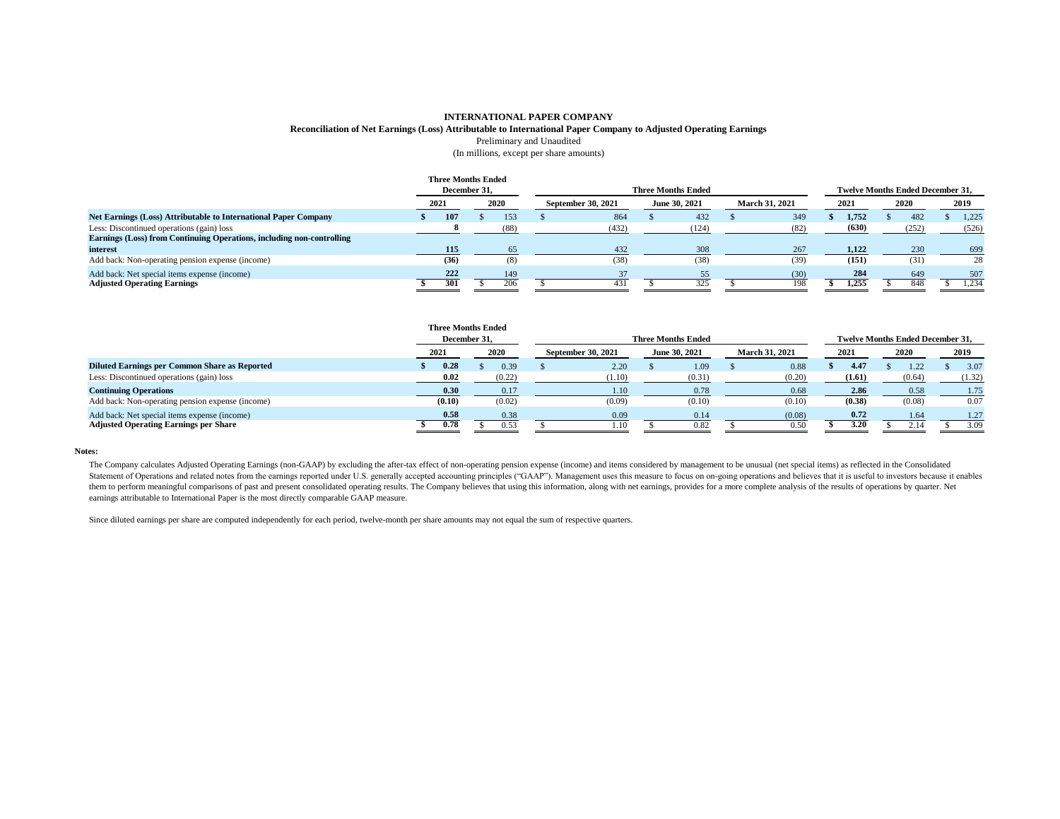**INTERNATIONAL PAPER COMPANY**

**Reconciliation of Net Earnings (Loss) Attributable to International Paper Company to Adjusted Operating Earnings**

Preliminary and Unaudited

(In millions, except per share amounts)

| | Three Months Ended December 31, | | Three Months Ended | | | Twelve Months Ended December 31, | | |
|---|---|---|---|---|---|---|---|---|
| | 2021 | 2020 | September 30, 2021 | June 30, 2021 | March 31, 2021 | 2021 | 2020 | 2019 |
| **Net Earnings (Loss) Attributable to International Paper Company** | **$ 107** | $ 153 | $ 864 | $ 432 | $ 349 | **$ 1,752** | $ 482 | $ 1,225 |
| Less: Discontinued operations (gain) loss | **8** | (88) | (432) | (124) | (82) | **(630)** | (252) | (526) |
| **Earnings (Loss) from Continuing Operations, including non-controlling interest** | **115** | 65 | 432 | 308 | 267 | **1,122** | 230 | 699 |
| Add back: Non-operating pension expense (income) | **(36)** | (8) | (38) | (38) | (39) | **(151)** | (31) | 28 |
| Add back: Net special items expense (income) | **222** | 149 | 37 | 55 | (30) | **284** | 649 | 507 |
| **Adjusted Operating Earnings** | **$ 301** | $ 206 | $ 431 | $ 325 | $ 198 | **$ 1,255** | $ 848 | $ 1,234 |

| | Three Months Ended December 31, | | Three Months Ended | | | Twelve Months Ended December 31, | | |
|---|---|---|---|---|---|---|---|---|
| | 2021 | 2020 | September 30, 2021 | June 30, 2021 | March 31, 2021 | 2021 | 2020 | 2019 |
| **Diluted Earnings per Common Share as Reported** | **$ 0.28** | $ 0.39 | $ 2.20 | $ 1.09 | $ 0.88 | **$ 4.47** | $ 1.22 | $ 3.07 |
| Less: Discontinued operations (gain) loss | **0.02** | (0.22) | (1.10) | (0.31) | (0.20) | **(1.61)** | (0.64) | (1.32) |
| **Continuing Operations** | **0.30** | 0.17 | 1.10 | 0.78 | 0.68 | **2.86** | 0.58 | 1.75 |
| Add back: Non-operating pension expense (income) | **(0.10)** | (0.02) | (0.09) | (0.10) | (0.10) | **(0.38)** | (0.08) | 0.07 |
| Add back: Net special items expense (income) | **0.58** | 0.38 | 0.09 | 0.14 | (0.08) | **0.72** | 1.64 | 1.27 |
| **Adjusted Operating Earnings per Share** | **$ 0.78** | $ 0.53 | $ 1.10 | $ 0.82 | $ 0.50 | **$ 3.20** | $ 2.14 | $ 3.09 |

**Notes:**

The Company calculates Adjusted Operating Earnings (non-GAAP) by excluding the after-tax effect of non-operating pension expense (income) and items considered by management to be unusual (net special items) as reflected in the Consolidated Statement of Operations and related notes from the earnings reported under U.S. generally accepted accounting principles ("GAAP"). Management uses this measure to focus on on-going operations and believes that it is useful to investors because it enables them to perform meaningful comparisons of past and present consolidated operating results. The Company believes that using this information, along with net earnings, provides for a more complete analysis of the results of operations by quarter. Net earnings attributable to International Paper is the most directly comparable GAAP measure.

Since diluted earnings per share are computed independently for each period, twelve-month per share amounts may not equal the sum of respective quarters.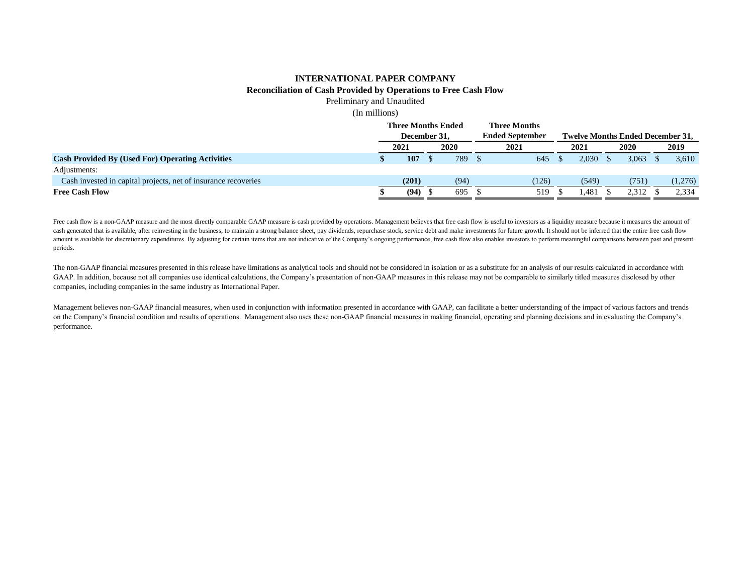# INTERNATIONAL PAPER COMPANY

## Reconciliation of Cash Provided by Operations to Free Cash Flow

Preliminary and Unaudited

(In millions)

| | Three Months Ended December 31, | | Three Months Ended September | Twelve Months Ended December 31, | | |
|---|---|---|---|---|---|---|
| | **2021** | 2020 | 2021 | 2021 | 2020 | 2019 |
| **Cash Provided By (Used For) Operating Activities** | **$ 107** | $ 789 | $ 645 | $ 2,030 | $ 3,063 | $ 3,610 |
| Adjustments: | | | | | | |
| Cash invested in capital projects, net of insurance recoveries | **(201)** | (94) | (126) | (549) | (751) | (1,276) |
| **Free Cash Flow** | **$ (94)** | $ 695 | $ 519 | $ 1,481 | $ 2,312 | $ 2,334 |

Free cash flow is a non-GAAP measure and the most directly comparable GAAP measure is cash provided by operations. Management believes that free cash flow is useful to investors as a liquidity measure because it measures the amount of cash generated that is available, after reinvesting in the business, to maintain a strong balance sheet, pay dividends, repurchase stock, service debt and make investments for future growth. It should not be inferred that the entire free cash flow amount is available for discretionary expenditures. By adjusting for certain items that are not indicative of the Company's ongoing performance, free cash flow also enables investors to perform meaningful comparisons between past and present periods.

The non-GAAP financial measures presented in this release have limitations as analytical tools and should not be considered in isolation or as a substitute for an analysis of our results calculated in accordance with GAAP. In addition, because not all companies use identical calculations, the Company's presentation of non-GAAP measures in this release may not be comparable to similarly titled measures disclosed by other companies, including companies in the same industry as International Paper.

Management believes non-GAAP financial measures, when used in conjunction with information presented in accordance with GAAP, can facilitate a better understanding of the impact of various factors and trends on the Company's financial condition and results of operations. Management also uses these non-GAAP financial measures in making financial, operating and planning decisions and in evaluating the Company's performance.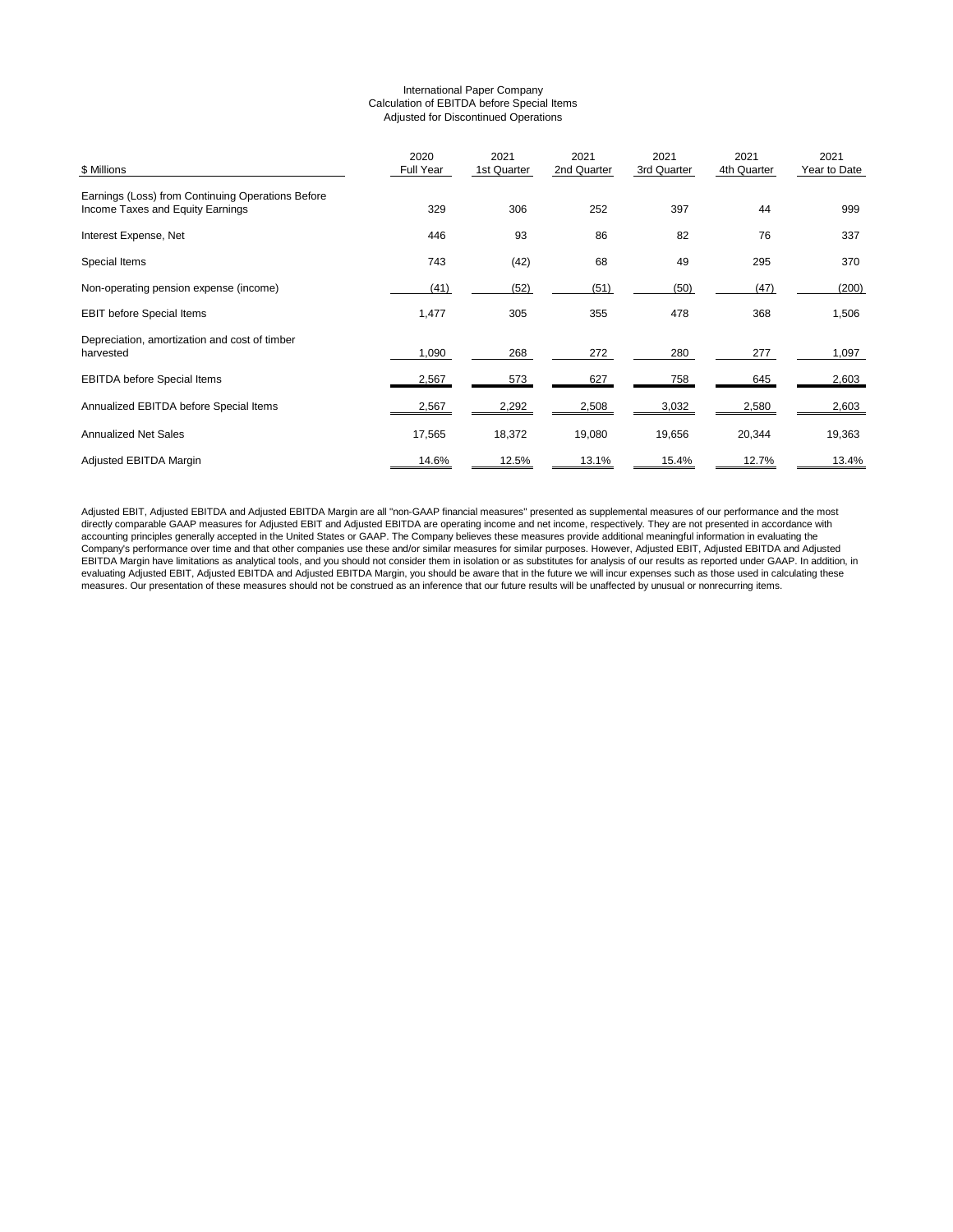# International Paper Company
## Calculation of EBITDA before Special Items
### Adjusted for Discontinued Operations

| $ Millions | 2020 Full Year | 2021 1st Quarter | 2021 2nd Quarter | 2021 3rd Quarter | 2021 4th Quarter | 2021 Year to Date |
|---|---|---|---|---|---|---|
| Earnings (Loss) from Continuing Operations Before Income Taxes and Equity Earnings | 329 | 306 | 252 | 397 | 44 | 999 |
| Interest Expense, Net | 446 | 93 | 86 | 82 | 76 | 337 |
| Special Items | 743 | (42) | 68 | 49 | 295 | 370 |
| Non-operating pension expense (income) | (41) | (52) | (51) | (50) | (47) | (200) |
| EBIT before Special Items | 1,477 | 305 | 355 | 478 | 368 | 1,506 |
| Depreciation, amortization and cost of timber harvested | 1,090 | 268 | 272 | 280 | 277 | 1,097 |
| EBITDA before Special Items | 2,567 | 573 | 627 | 758 | 645 | 2,603 |
| Annualized EBITDA before Special Items | 2,567 | 2,292 | 2,508 | 3,032 | 2,580 | 2,603 |
| Annualized Net Sales | 17,565 | 18,372 | 19,080 | 19,656 | 20,344 | 19,363 |
| Adjusted EBITDA Margin | 14.6% | 12.5% | 13.1% | 15.4% | 12.7% | 13.4% |

Adjusted EBIT, Adjusted EBITDA and Adjusted EBITDA Margin are all "non-GAAP financial measures" presented as supplemental measures of our performance and the most directly comparable GAAP measures for Adjusted EBIT and Adjusted EBITDA are operating income and net income, respectively. They are not presented in accordance with accounting principles generally accepted in the United States or GAAP. The Company believes these measures provide additional meaningful information in evaluating the Company's performance over time and that other companies use these and/or similar measures for similar purposes. However, Adjusted EBIT, Adjusted EBITDA and Adjusted EBITDA Margin have limitations as analytical tools, and you should not consider them in isolation or as substitutes for analysis of our results as reported under GAAP. In addition, in evaluating Adjusted EBIT, Adjusted EBITDA and Adjusted EBITDA Margin, you should be aware that in the future we will incur expenses such as those used in calculating these measures. Our presentation of these measures should not be construed as an inference that our future results will be unaffected by unusual or nonrecurring items.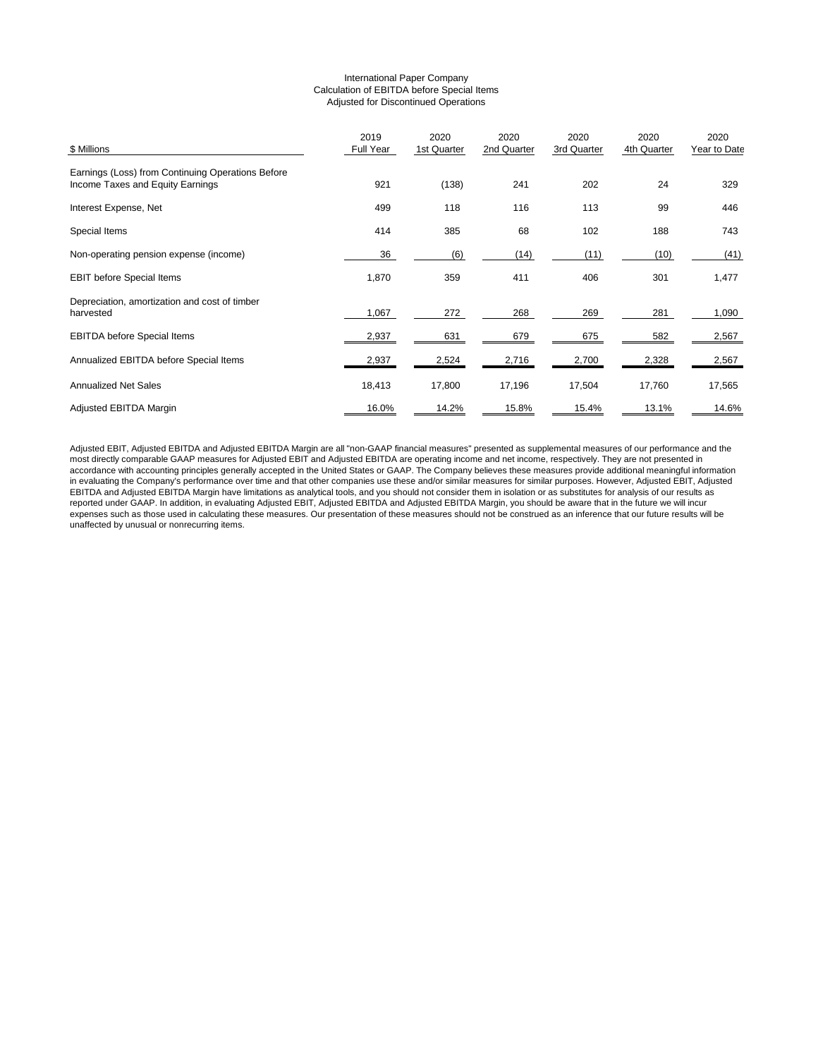International Paper Company
Calculation of EBITDA before Special Items
Adjusted for Discontinued Operations

| $ Millions | 2019 Full Year | 2020 1st Quarter | 2020 2nd Quarter | 2020 3rd Quarter | 2020 4th Quarter | 2020 Year to Date |
|---|---|---|---|---|---|---|
| Earnings (Loss) from Continuing Operations Before Income Taxes and Equity Earnings | 921 | (138) | 241 | 202 | 24 | 329 |
| Interest Expense, Net | 499 | 118 | 116 | 113 | 99 | 446 |
| Special Items | 414 | 385 | 68 | 102 | 188 | 743 |
| Non-operating pension expense (income) | 36 | (6) | (14) | (11) | (10) | (41) |
| EBIT before Special Items | 1,870 | 359 | 411 | 406 | 301 | 1,477 |
| Depreciation, amortization and cost of timber harvested | 1,067 | 272 | 268 | 269 | 281 | 1,090 |
| EBITDA before Special Items | 2,937 | 631 | 679 | 675 | 582 | 2,567 |
| Annualized EBITDA before Special Items | 2,937 | 2,524 | 2,716 | 2,700 | 2,328 | 2,567 |
| Annualized Net Sales | 18,413 | 17,800 | 17,196 | 17,504 | 17,760 | 17,565 |
| Adjusted EBITDA Margin | 16.0% | 14.2% | 15.8% | 15.4% | 13.1% | 14.6% |

Adjusted EBIT, Adjusted EBITDA and Adjusted EBITDA Margin are all "non-GAAP financial measures" presented as supplemental measures of our performance and the most directly comparable GAAP measures for Adjusted EBIT and Adjusted EBITDA are operating income and net income, respectively. They are not presented in accordance with accounting principles generally accepted in the United States or GAAP. The Company believes these measures provide additional meaningful information in evaluating the Company's performance over time and that other companies use these and/or similar measures for similar purposes. However, Adjusted EBIT, Adjusted EBITDA and Adjusted EBITDA Margin have limitations as analytical tools, and you should not consider them in isolation or as substitutes for analysis of our results as reported under GAAP. In addition, in evaluating Adjusted EBIT, Adjusted EBITDA and Adjusted EBITDA Margin, you should be aware that in the future we will incur expenses such as those used in calculating these measures. Our presentation of these measures should not be construed as an inference that our future results will be unaffected by unusual or nonrecurring items.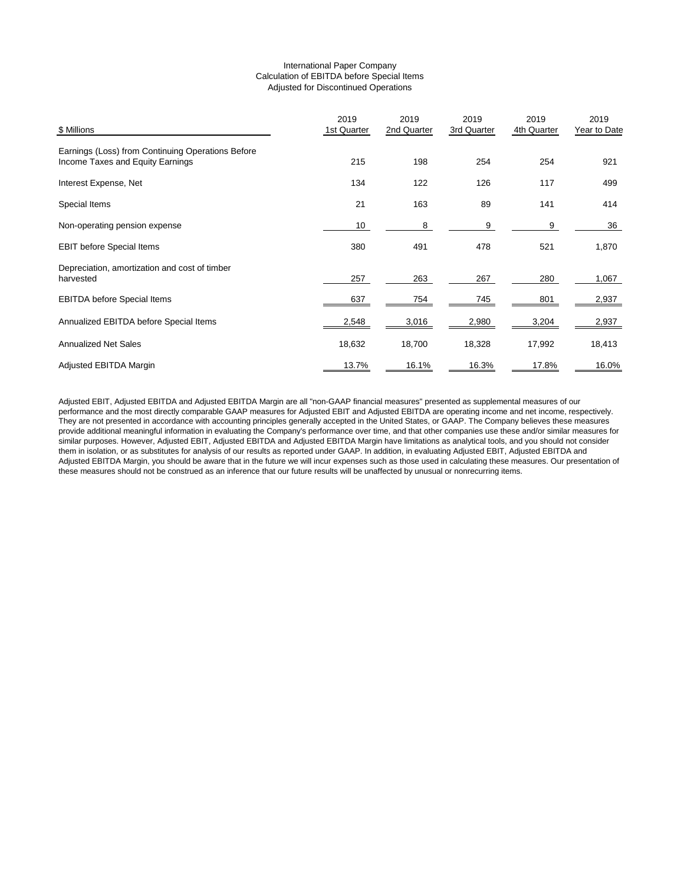International Paper Company
Calculation of EBITDA before Special Items
Adjusted for Discontinued Operations

| $ Millions | 2019 1st Quarter | 2019 2nd Quarter | 2019 3rd Quarter | 2019 4th Quarter | 2019 Year to Date |
|---|---|---|---|---|---|
| Earnings (Loss) from Continuing Operations Before Income Taxes and Equity Earnings | 215 | 198 | 254 | 254 | 921 |
| Interest Expense, Net | 134 | 122 | 126 | 117 | 499 |
| Special Items | 21 | 163 | 89 | 141 | 414 |
| Non-operating pension expense | 10 | 8 | 9 | 9 | 36 |
| EBIT before Special Items | 380 | 491 | 478 | 521 | 1,870 |
| Depreciation, amortization and cost of timber harvested | 257 | 263 | 267 | 280 | 1,067 |
| EBITDA before Special Items | 637 | 754 | 745 | 801 | 2,937 |
| Annualized EBITDA before Special Items | 2,548 | 3,016 | 2,980 | 3,204 | 2,937 |
| Annualized Net Sales | 18,632 | 18,700 | 18,328 | 17,992 | 18,413 |
| Adjusted EBITDA Margin | 13.7% | 16.1% | 16.3% | 17.8% | 16.0% |

Adjusted EBIT, Adjusted EBITDA and Adjusted EBITDA Margin are all "non-GAAP financial measures" presented as supplemental measures of our performance and the most directly comparable GAAP measures for Adjusted EBIT and Adjusted EBITDA are operating income and net income, respectively. They are not presented in accordance with accounting principles generally accepted in the United States, or GAAP. The Company believes these measures provide additional meaningful information in evaluating the Company's performance over time, and that other companies use these and/or similar measures for similar purposes. However, Adjusted EBIT, Adjusted EBITDA and Adjusted EBITDA Margin have limitations as analytical tools, and you should not consider them in isolation, or as substitutes for analysis of our results as reported under GAAP. In addition, in evaluating Adjusted EBIT, Adjusted EBITDA and Adjusted EBITDA Margin, you should be aware that in the future we will incur expenses such as those used in calculating these measures. Our presentation of these measures should not be construed as an inference that our future results will be unaffected by unusual or nonrecurring items.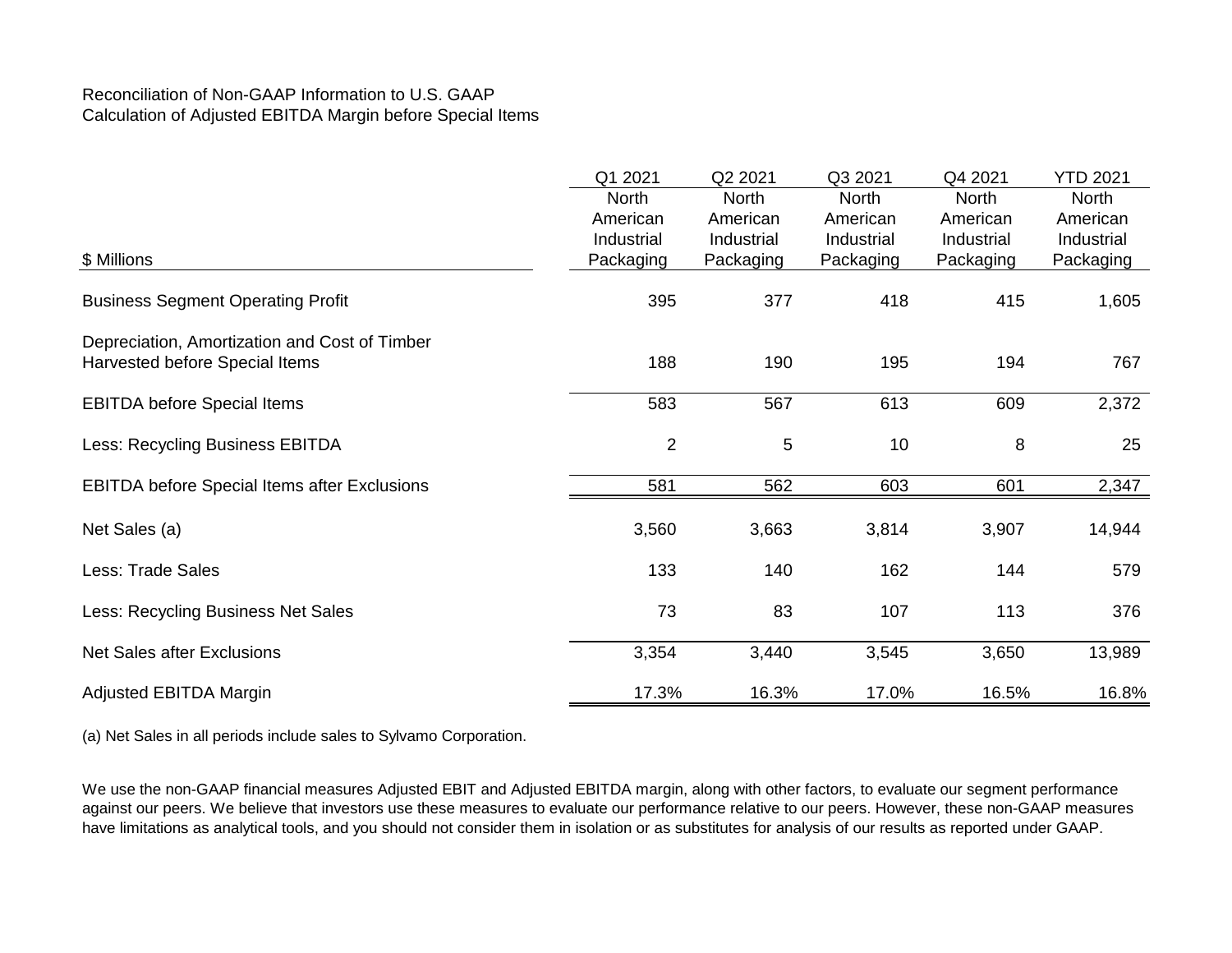Reconciliation of Non-GAAP Information to U.S. GAAP
Calculation of Adjusted EBITDA Margin before Special Items

| $ Millions | Q1 2021 North American Industrial Packaging | Q2 2021 North American Industrial Packaging | Q3 2021 North American Industrial Packaging | Q4 2021 North American Industrial Packaging | YTD 2021 North American Industrial Packaging |
|---|---|---|---|---|---|
| Business Segment Operating Profit | 395 | 377 | 418 | 415 | 1,605 |
| Depreciation, Amortization and Cost of Timber Harvested before Special Items | 188 | 190 | 195 | 194 | 767 |
| EBITDA before Special Items | 583 | 567 | 613 | 609 | 2,372 |
| Less: Recycling Business EBITDA | 2 | 5 | 10 | 8 | 25 |
| EBITDA before Special Items after Exclusions | 581 | 562 | 603 | 601 | 2,347 |
| Net Sales (a) | 3,560 | 3,663 | 3,814 | 3,907 | 14,944 |
| Less: Trade Sales | 133 | 140 | 162 | 144 | 579 |
| Less: Recycling Business Net Sales | 73 | 83 | 107 | 113 | 376 |
| Net Sales after Exclusions | 3,354 | 3,440 | 3,545 | 3,650 | 13,989 |
| Adjusted EBITDA Margin | 17.3% | 16.3% | 17.0% | 16.5% | 16.8% |

(a) Net Sales in all periods include sales to Sylvamo Corporation.

We use the non-GAAP financial measures Adjusted EBIT and Adjusted EBITDA margin, along with other factors, to evaluate our segment performance against our peers. We believe that investors use these measures to evaluate our performance relative to our peers. However, these non-GAAP measures have limitations as analytical tools, and you should not consider them in isolation or as substitutes for analysis of our results as reported under GAAP.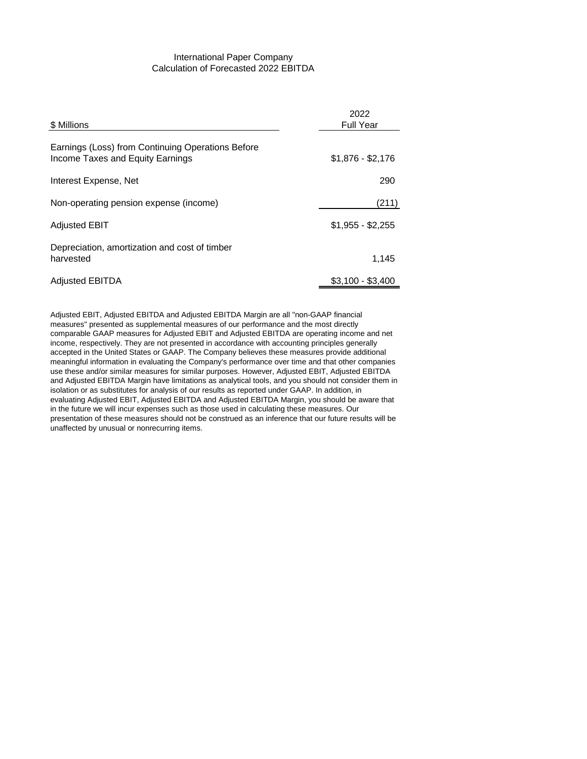# International Paper Company
## Calculation of Forecasted 2022 EBITDA

| $ Millions | 2022 Full Year |
|---|---|
| Earnings (Loss) from Continuing Operations Before Income Taxes and Equity Earnings | $1,876 - $2,176 |
| Interest Expense, Net | 290 |
| Non-operating pension expense (income) | (211) |
| Adjusted EBIT | $1,955 - $2,255 |
| Depreciation, amortization and cost of timber harvested | 1,145 |
| Adjusted EBITDA | $3,100 - $3,400 |

Adjusted EBIT, Adjusted EBITDA and Adjusted EBITDA Margin are all "non-GAAP financial measures" presented as supplemental measures of our performance and the most directly comparable GAAP measures for Adjusted EBIT and Adjusted EBITDA are operating income and net income, respectively. They are not presented in accordance with accounting principles generally accepted in the United States or GAAP. The Company believes these measures provide additional meaningful information in evaluating the Company's performance over time and that other companies use these and/or similar measures for similar purposes. However, Adjusted EBIT, Adjusted EBITDA and Adjusted EBITDA Margin have limitations as analytical tools, and you should not consider them in isolation or as substitutes for analysis of our results as reported under GAAP. In addition, in evaluating Adjusted EBIT, Adjusted EBITDA and Adjusted EBITDA Margin, you should be aware that in the future we will incur expenses such as those used in calculating these measures. Our presentation of these measures should not be construed as an inference that our future results will be unaffected by unusual or nonrecurring items.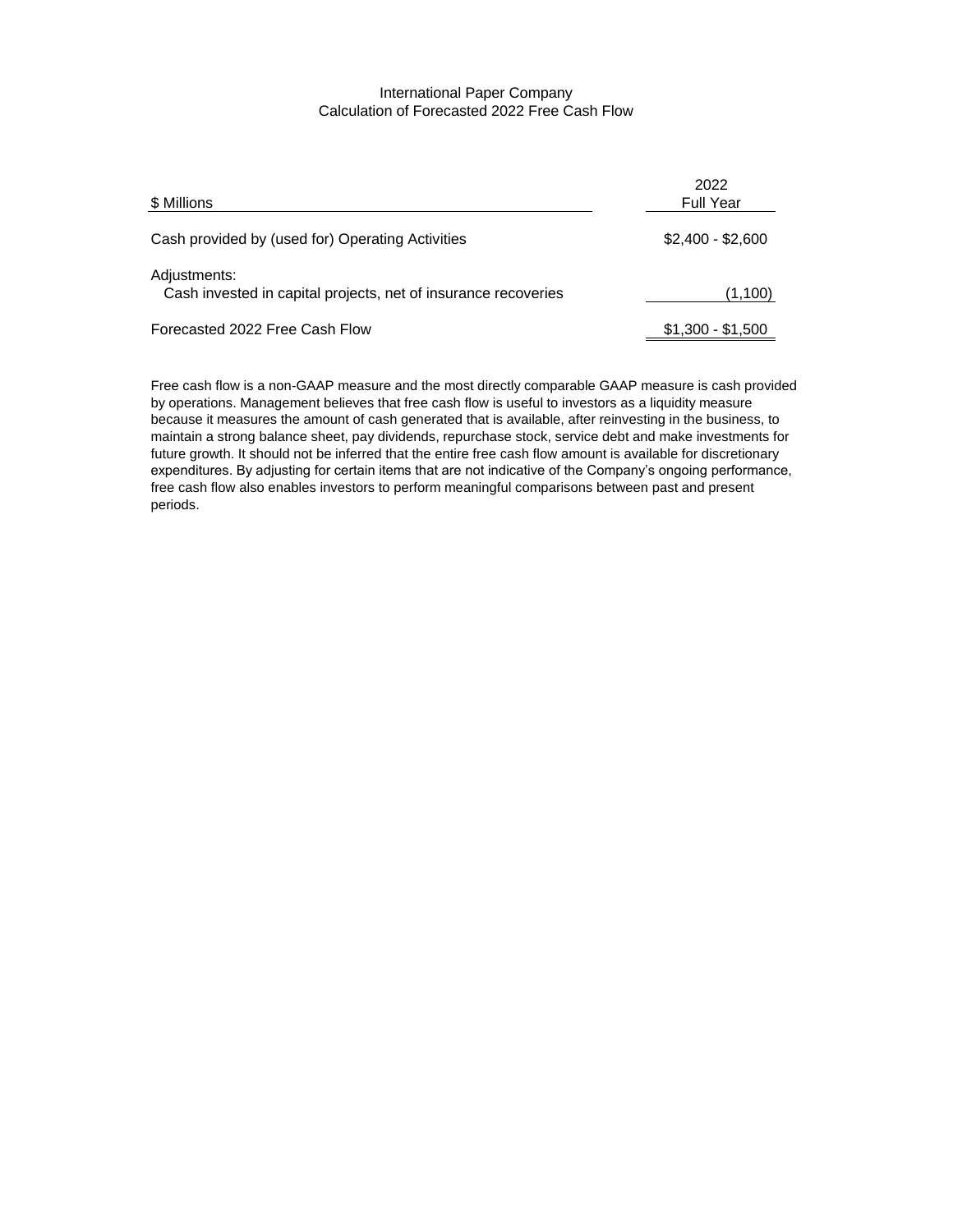International Paper Company
Calculation of Forecasted 2022 Free Cash Flow

| $ Millions | 2022 Full Year |
|---|---|
| Cash provided by (used for) Operating Activities | $2,400 - $2,600 |
| Adjustments: | |
| Cash invested in capital projects, net of insurance recoveries | (1,100) |
| Forecasted 2022 Free Cash Flow | $1,300 - $1,500 |

Free cash flow is a non-GAAP measure and the most directly comparable GAAP measure is cash provided by operations. Management believes that free cash flow is useful to investors as a liquidity measure because it measures the amount of cash generated that is available, after reinvesting in the business, to maintain a strong balance sheet, pay dividends, repurchase stock, service debt and make investments for future growth. It should not be inferred that the entire free cash flow amount is available for discretionary expenditures. By adjusting for certain items that are not indicative of the Company's ongoing performance, free cash flow also enables investors to perform meaningful comparisons between past and present periods.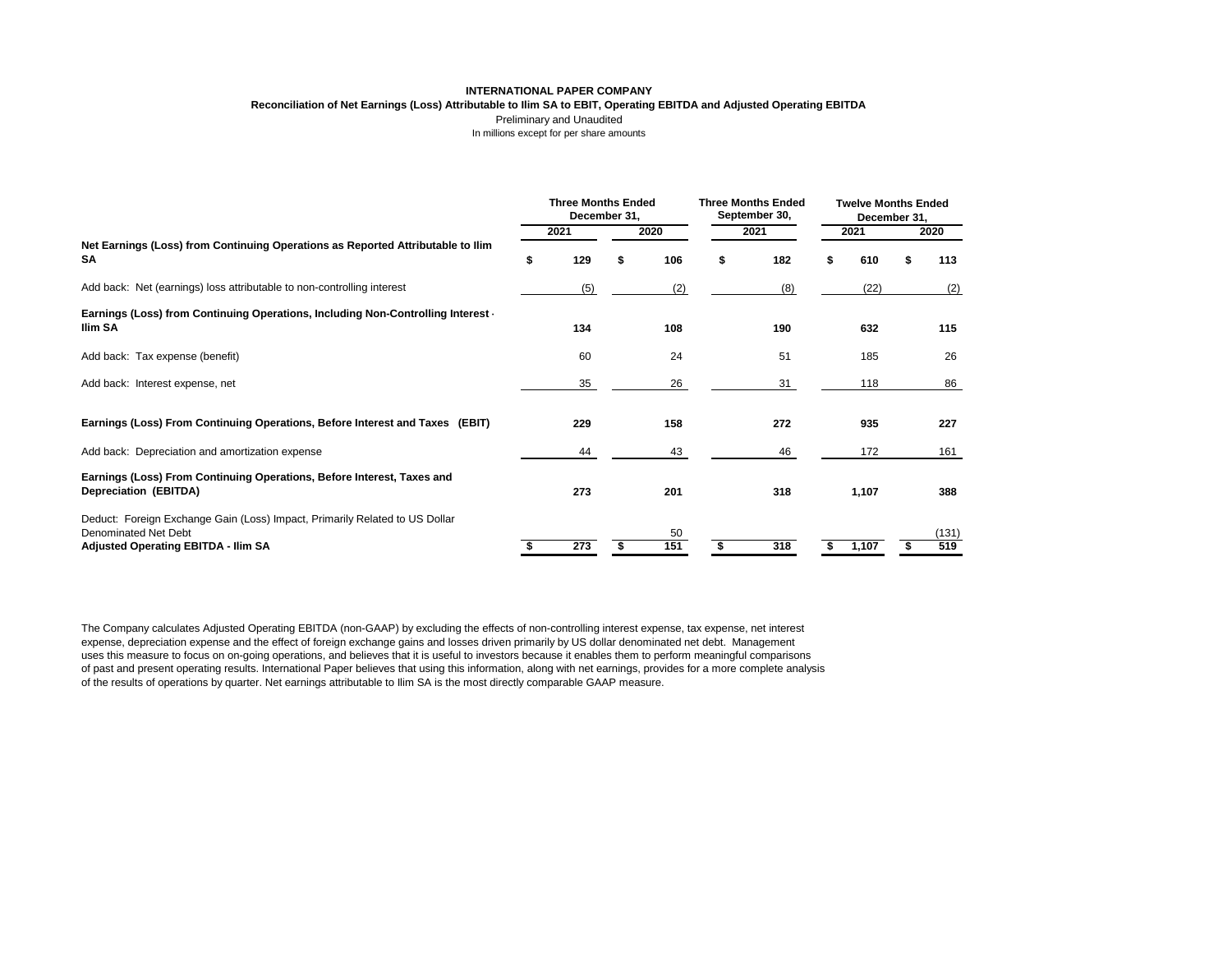**INTERNATIONAL PAPER COMPANY**

**Reconciliation of Net Earnings (Loss) Attributable to Ilim SA to EBIT, Operating EBITDA and Adjusted Operating EBITDA**

Preliminary and Unaudited

In millions except for per share amounts

| | Three Months Ended December 31, | | Three Months Ended September 30, | Twelve Months Ended December 31, | |
|---|---|---|---|---|---|
| | 2021 | 2020 | 2021 | 2021 | 2020 |
| **Net Earnings (Loss) from Continuing Operations as Reported Attributable to Ilim SA** | **$ 129** | **$ 106** | **$ 182** | **$ 610** | **$ 113** |
| Add back: Net (earnings) loss attributable to non-controlling interest | (5) | (2) | (8) | (22) | (2) |
| **Earnings (Loss) from Continuing Operations, Including Non-Controlling Interest - Ilim SA** | **134** | **108** | **190** | **632** | **115** |
| Add back: Tax expense (benefit) | 60 | 24 | 51 | 185 | 26 |
| Add back: Interest expense, net | 35 | 26 | 31 | 118 | 86 |
| **Earnings (Loss) From Continuing Operations, Before Interest and Taxes (EBIT)** | **229** | **158** | **272** | **935** | **227** |
| Add back: Depreciation and amortization expense | 44 | 43 | 46 | 172 | 161 |
| **Earnings (Loss) From Continuing Operations, Before Interest, Taxes and Depreciation (EBITDA)** | **273** | **201** | **318** | **1,107** | **388** |
| Deduct: Foreign Exchange Gain (Loss) Impact, Primarily Related to US Dollar Denominated Net Debt | | 50 | | | (131) |
| **Adjusted Operating EBITDA - Ilim SA** | **$ 273** | **$ 151** | **$ 318** | **$ 1,107** | **$ 519** |

The Company calculates Adjusted Operating EBITDA (non-GAAP) by excluding the effects of non-controlling interest expense, tax expense, net interest expense, depreciation expense and the effect of foreign exchange gains and losses driven primarily by US dollar denominated net debt. Management uses this measure to focus on on-going operations, and believes that it is useful to investors because it enables them to perform meaningful comparisons of past and present operating results. International Paper believes that using this information, along with net earnings, provides for a more complete analysis of the results of operations by quarter. Net earnings attributable to Ilim SA is the most directly comparable GAAP measure.